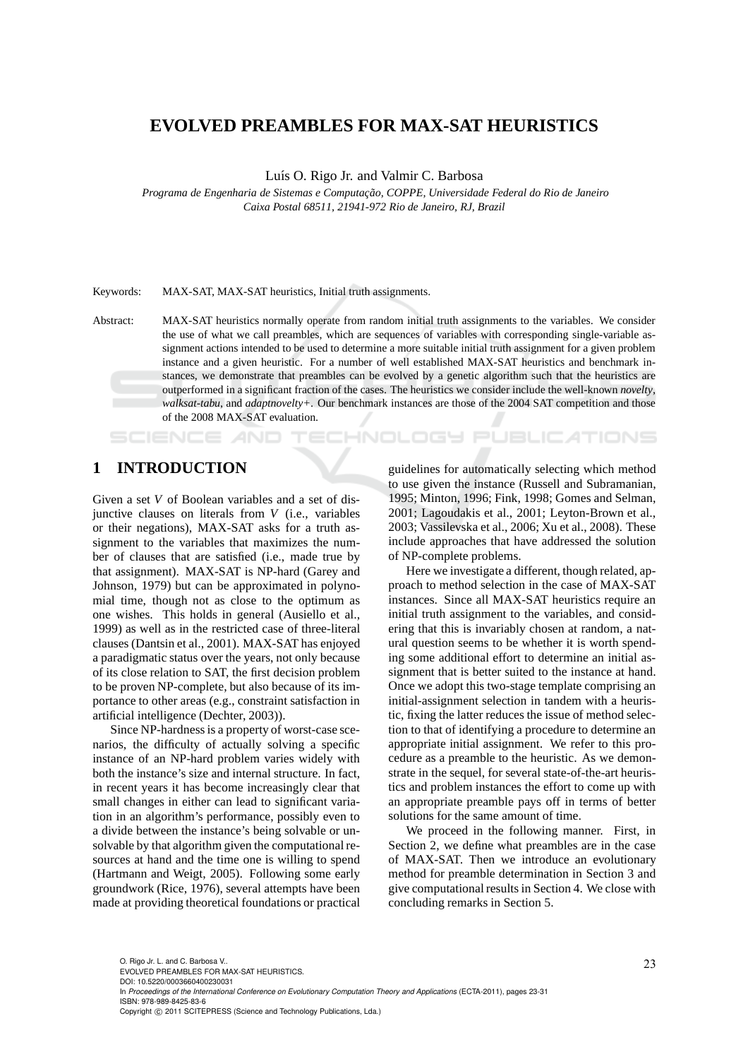# EVOLVED PREAMBLES FOR MAX-SAT HEURISTICS

Luís O. Rigo Jr. and Valmir C. Barbosa

*Programa de Engenharia de Sistemas e Computação, COPPE, Universidade Federal do Rio de Janeiro*
*Caixa Postal 68511, 21941-972 Rio de Janeiro, RJ, Brazil*

Keywords: MAX-SAT, MAX-SAT heuristics, Initial truth assignments.

Abstract: MAX-SAT heuristics normally operate from random initial truth assignments to the variables. We consider the use of what we call preambles, which are sequences of variables with corresponding single-variable assignment actions intended to be used to determine a more suitable initial truth assignment for a given problem instance and a given heuristic. For a number of well established MAX-SAT heuristics and benchmark instances, we demonstrate that preambles can be evolved by a genetic algorithm such that the heuristics are outperformed in a significant fraction of the cases. The heuristics we consider include the well-known *novelty*, *walksat-tabu*, and *adaptnovelty+*. Our benchmark instances are those of the 2004 SAT competition and those of the 2008 MAX-SAT evaluation.

## 1 INTRODUCTION

Given a set $V$ of Boolean variables and a set of disjunctive clauses on literals from $V$ (i.e., variables or their negations), MAX-SAT asks for a truth assignment to the variables that maximizes the number of clauses that are satisfied (i.e., made true by that assignment). MAX-SAT is NP-hard (Garey and Johnson, 1979) but can be approximated in polynomial time, though not as close to the optimum as one wishes. This holds in general (Ausiello et al., 1999) as well as in the restricted case of three-literal clauses (Dantsin et al., 2001). MAX-SAT has enjoyed a paradigmatic status over the years, not only because of its close relation to SAT, the first decision problem to be proven NP-complete, but also because of its importance to other areas (e.g., constraint satisfaction in artificial intelligence (Dechter, 2003)).

Since NP-hardness is a property of worst-case scenarios, the difficulty of actually solving a specific instance of an NP-hard problem varies widely with both the instance's size and internal structure. In fact, in recent years it has become increasingly clear that small changes in either can lead to significant variation in an algorithm's performance, possibly even to a divide between the instance's being solvable or unsolvable by that algorithm given the computational resources at hand and the time one is willing to spend (Hartmann and Weigt, 2005). Following some early groundwork (Rice, 1976), several attempts have been made at providing theoretical foundations or practical guidelines for automatically selecting which method to use given the instance (Russell and Subramanian, 1995; Minton, 1996; Fink, 1998; Gomes and Selman, 2001; Lagoudakis et al., 2001; Leyton-Brown et al., 2003; Vassilevska et al., 2006; Xu et al., 2008). These include approaches that have addressed the solution of NP-complete problems.

Here we investigate a different, though related, approach to method selection in the case of MAX-SAT instances. Since all MAX-SAT heuristics require an initial truth assignment to the variables, and considering that this is invariably chosen at random, a natural question seems to be whether it is worth spending some additional effort to determine an initial assignment that is better suited to the instance at hand. Once we adopt this two-stage template comprising an initial-assignment selection in tandem with a heuristic, fixing the latter reduces the issue of method selection to that of identifying a procedure to determine an appropriate initial assignment. We refer to this procedure as a preamble to the heuristic. As we demonstrate in the sequel, for several state-of-the-art heuristics and problem instances the effort to come up with an appropriate preamble pays off in terms of better solutions for the same amount of time.

We proceed in the following manner. First, in Section 2, we define what preambles are in the case of MAX-SAT. Then we introduce an evolutionary method for preamble determination in Section 3 and give computational results in Section 4. We close with concluding remarks in Section 5.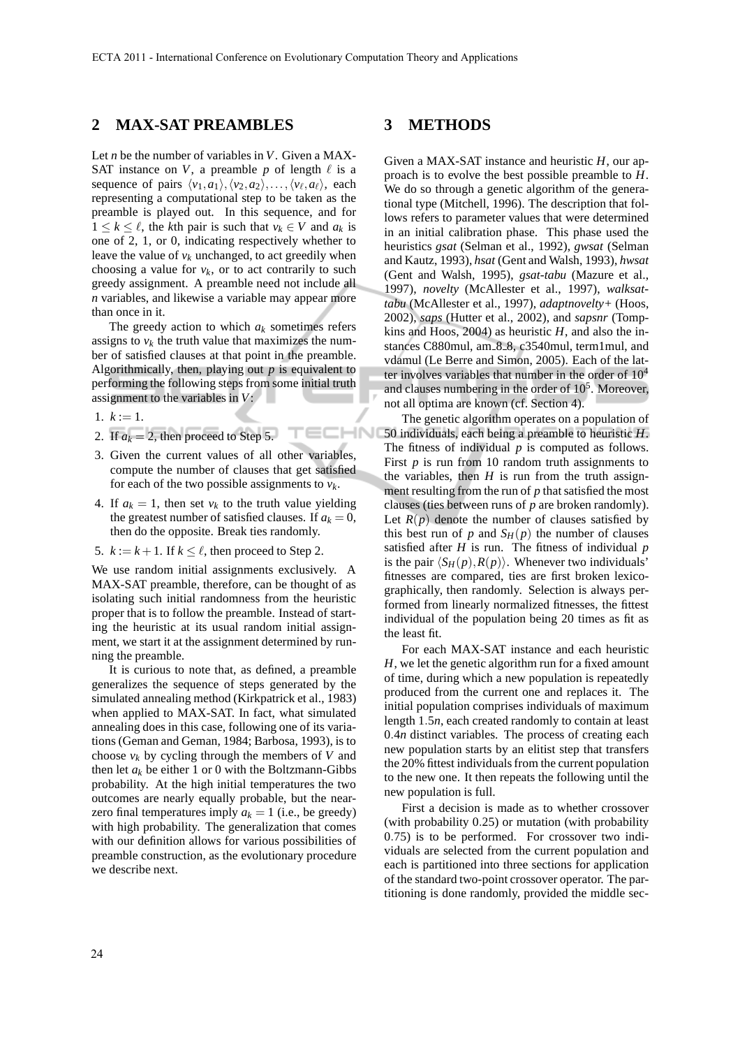## 2 MAX-SAT PREAMBLES

Let $n$ be the number of variables in $V$. Given a MAX-SAT instance on $V$, a preamble $p$ of length $\ell$ is a sequence of pairs $\langle v_1, a_1 \rangle, \langle v_2, a_2 \rangle, \ldots, \langle v_\ell, a_\ell \rangle$, each representing a computational step to be taken as the preamble is played out. In this sequence, and for $1 \leq k \leq \ell$, the $k$th pair is such that $v_k \in V$ and $a_k$ is one of 2, 1, or 0, indicating respectively whether to leave the value of $v_k$ unchanged, to act greedily when choosing a value for $v_k$, or to act contrarily to such greedy assignment. A preamble need not include all $n$ variables, and likewise a variable may appear more than once in it.

The greedy action to which $a_k$ sometimes refers assigns to $v_k$ the truth value that maximizes the number of satisfied clauses at that point in the preamble. Algorithmically, then, playing out $p$ is equivalent to performing the following steps from some initial truth assignment to the variables in $V$:

1. $k := 1$.
2. If $a_k = 2$, then proceed to Step 5.
3. Given the current values of all other variables, compute the number of clauses that get satisfied for each of the two possible assignments to $v_k$.
4. If $a_k = 1$, then set $v_k$ to the truth value yielding the greatest number of satisfied clauses. If $a_k = 0$, then do the opposite. Break ties randomly.
5. $k := k + 1$. If $k \leq \ell$, then proceed to Step 2.

We use random initial assignments exclusively. A MAX-SAT preamble, therefore, can be thought of as isolating such initial randomness from the heuristic proper that is to follow the preamble. Instead of starting the heuristic at its usual random initial assignment, we start it at the assignment determined by running the preamble.

It is curious to note that, as defined, a preamble generalizes the sequence of steps generated by the simulated annealing method (Kirkpatrick et al., 1983) when applied to MAX-SAT. In fact, what simulated annealing does in this case, following one of its variations (Geman and Geman, 1984; Barbosa, 1993), is to choose $v_k$ by cycling through the members of $V$ and then let $a_k$ be either 1 or 0 with the Boltzmann-Gibbs probability. At the high initial temperatures the two outcomes are nearly equally probable, but the near-zero final temperatures imply $a_k = 1$ (i.e., be greedy) with high probability. The generalization that comes with our definition allows for various possibilities of preamble construction, as the evolutionary procedure we describe next.

## 3 METHODS

Given a MAX-SAT instance and heuristic $H$, our approach is to evolve the best possible preamble to $H$. We do so through a genetic algorithm of the generational type (Mitchell, 1996). The description that follows refers to parameter values that were determined in an initial calibration phase. This phase used the heuristics *gsat* (Selman et al., 1992), *gwsat* (Selman and Kautz, 1993), *hsat* (Gent and Walsh, 1993), *hwsat* (Gent and Walsh, 1995), *gsat-tabu* (Mazure et al., 1997), *novelty* (McAllester et al., 1997), *walksat-tabu* (McAllester et al., 1997), *adaptnovelty+* (Hoos, 2002), *saps* (Hutter et al., 2002), and *sapsnr* (Tompkins and Hoos, 2004) as heuristic $H$, and also the instances C880mul, am_8_8, c3540mul, term1mul, and vdamul (Le Berre and Simon, 2005). Each of the latter involves variables that number in the order of $10^4$ and clauses numbering in the order of $10^5$. Moreover, not all optima are known (cf. Section 4).

The genetic algorithm operates on a population of 50 individuals, each being a preamble to heuristic $H$. The fitness of individual $p$ is computed as follows. First $p$ is run from 10 random truth assignments to the variables, then $H$ is run from the truth assignment resulting from the run of $p$ that satisfied the most clauses (ties between runs of $p$ are broken randomly). Let $R(p)$ denote the number of clauses satisfied by this best run of $p$ and $S_H(p)$ the number of clauses satisfied after $H$ is run. The fitness of individual $p$ is the pair $\langle S_H(p), R(p) \rangle$. Whenever two individuals' fitnesses are compared, ties are first broken lexicographically, then randomly. Selection is always performed from linearly normalized fitnesses, the fittest individual of the population being 20 times as fit as the least fit.

For each MAX-SAT instance and each heuristic $H$, we let the genetic algorithm run for a fixed amount of time, during which a new population is repeatedly produced from the current one and replaces it. The initial population comprises individuals of maximum length $1.5n$, each created randomly to contain at least $0.4n$ distinct variables. The process of creating each new population starts by an elitist step that transfers the 20% fittest individuals from the current population to the new one. It then repeats the following until the new population is full.

First a decision is made as to whether crossover (with probability 0.25) or mutation (with probability 0.75) is to be performed. For crossover two individuals are selected from the current population and each is partitioned into three sections for application of the standard two-point crossover operator. The partitioning is done randomly, provided the middle sec-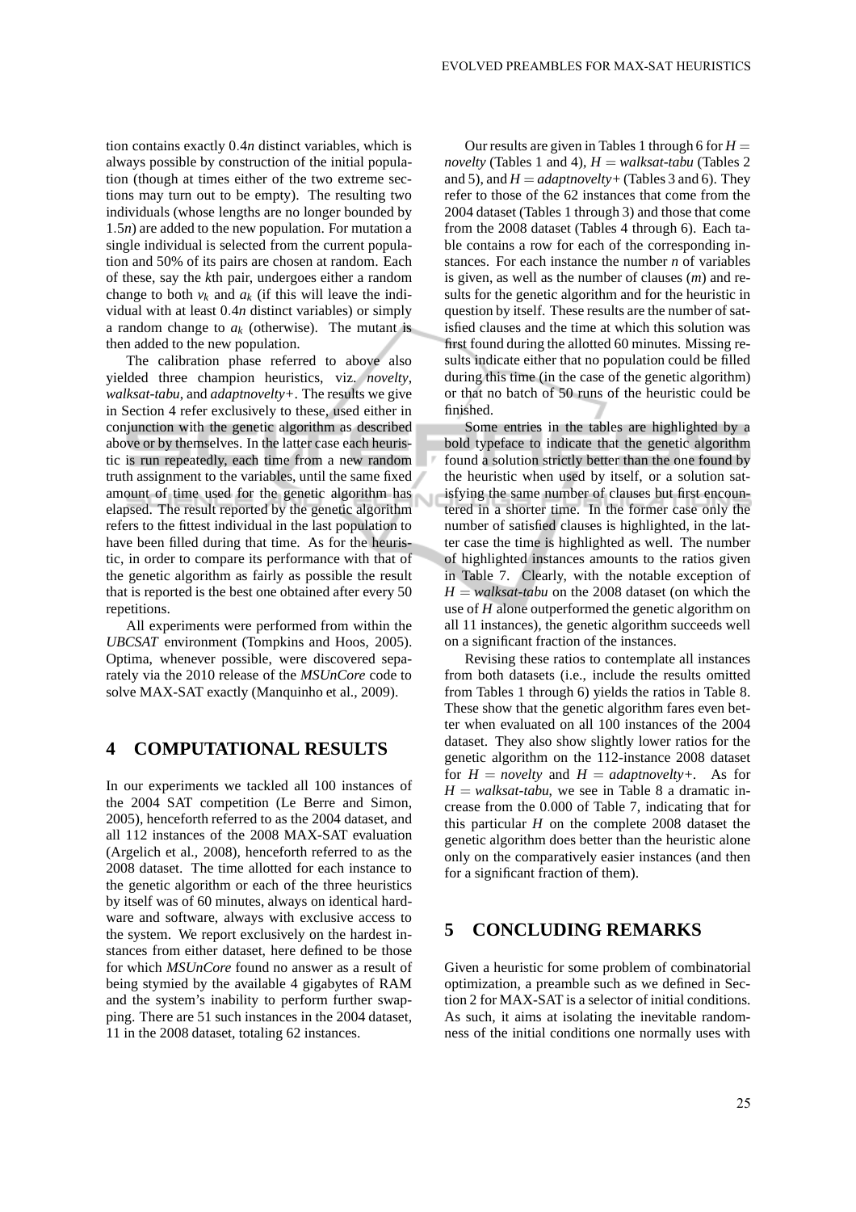tion contains exactly $0.4n$ distinct variables, which is always possible by construction of the initial population (though at times either of the two extreme sections may turn out to be empty). The resulting two individuals (whose lengths are no longer bounded by $1.5n$) are added to the new population. For mutation a single individual is selected from the current population and 50% of its pairs are chosen at random. Each of these, say the $k$th pair, undergoes either a random change to both $v_k$ and $a_k$ (if this will leave the individual with at least $0.4n$ distinct variables) or simply a random change to $a_k$ (otherwise). The mutant is then added to the new population.

The calibration phase referred to above also yielded three champion heuristics, viz. *novelty*, *walksat-tabu*, and *adaptnovelty+*. The results we give in Section 4 refer exclusively to these, used either in conjunction with the genetic algorithm as described above or by themselves. In the latter case each heuristic is run repeatedly, each time from a new random truth assignment to the variables, until the same fixed amount of time used for the genetic algorithm has elapsed. The result reported by the genetic algorithm refers to the fittest individual in the last population to have been filled during that time. As for the heuristic, in order to compare its performance with that of the genetic algorithm as fairly as possible the result that is reported is the best one obtained after every 50 repetitions.

All experiments were performed from within the *UBCSAT* environment (Tompkins and Hoos, 2005). Optima, whenever possible, were discovered separately via the 2010 release of the *MSUnCore* code to solve MAX-SAT exactly (Manquinho et al., 2009).

## 4 COMPUTATIONAL RESULTS

In our experiments we tackled all 100 instances of the 2004 SAT competition (Le Berre and Simon, 2005), henceforth referred to as the 2004 dataset, and all 112 instances of the 2008 MAX-SAT evaluation (Argelich et al., 2008), henceforth referred to as the 2008 dataset. The time allotted for each instance to the genetic algorithm or each of the three heuristics by itself was of 60 minutes, always on identical hardware and software, always with exclusive access to the system. We report exclusively on the hardest instances from either dataset, here defined to be those for which *MSUnCore* found no answer as a result of being stymied by the available 4 gigabytes of RAM and the system's inability to perform further swapping. There are 51 such instances in the 2004 dataset, 11 in the 2008 dataset, totaling 62 instances.

Our results are given in Tables 1 through 6 for $H =$ *novelty* (Tables 1 and 4), $H =$ *walksat-tabu* (Tables 2 and 5), and $H =$ *adaptnovelty+* (Tables 3 and 6). They refer to those of the 62 instances that come from the 2004 dataset (Tables 1 through 3) and those that come from the 2008 dataset (Tables 4 through 6). Each table contains a row for each of the corresponding instances. For each instance the number $n$ of variables is given, as well as the number of clauses ($m$) and results for the genetic algorithm and for the heuristic in question by itself. These results are the number of satisfied clauses and the time at which this solution was first found during the allotted 60 minutes. Missing results indicate either that no population could be filled during this time (in the case of the genetic algorithm) or that no batch of 50 runs of the heuristic could be finished.

Some entries in the tables are highlighted by a bold typeface to indicate that the genetic algorithm found a solution strictly better than the one found by the heuristic when used by itself, or a solution satisfying the same number of clauses but first encountered in a shorter time. In the former case only the number of satisfied clauses is highlighted, in the latter case the time is highlighted as well. The number of highlighted instances amounts to the ratios given in Table 7. Clearly, with the notable exception of $H =$ *walksat-tabu* on the 2008 dataset (on which the use of $H$ alone outperformed the genetic algorithm on all 11 instances), the genetic algorithm succeeds well on a significant fraction of the instances.

Revising these ratios to contemplate all instances from both datasets (i.e., include the results omitted from Tables 1 through 6) yields the ratios in Table 8. These show that the genetic algorithm fares even better when evaluated on all 100 instances of the 2004 dataset. They also show slightly lower ratios for the genetic algorithm on the 112-instance 2008 dataset for $H =$ *novelty* and $H =$ *adaptnovelty+*. As for $H =$ *walksat-tabu*, we see in Table 8 a dramatic increase from the 0.000 of Table 7, indicating that for this particular $H$ on the complete 2008 dataset the genetic algorithm does better than the heuristic alone only on the comparatively easier instances (and then for a significant fraction of them).

## 5 CONCLUDING REMARKS

Given a heuristic for some problem of combinatorial optimization, a preamble such as we defined in Section 2 for MAX-SAT is a selector of initial conditions. As such, it aims at isolating the inevitable randomness of the initial conditions one normally uses with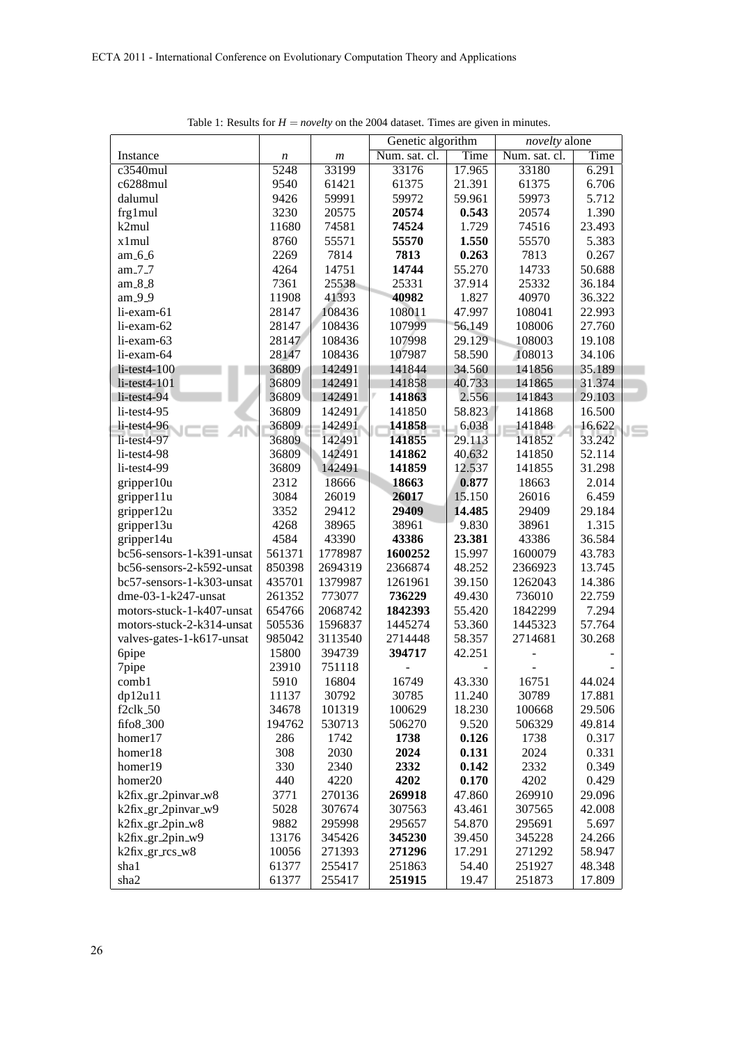Table 1: Results for $H = novelty$ on the 2004 dataset. Times are given in minutes.

| | | | Genetic algorithm | | *novelty* alone | |
|---|---|---|---|---|---|---|
| Instance | $n$ | $m$ | Num. sat. cl. | Time | Num. sat. cl. | Time |
| c3540mul | 5248 | 33199 | 33176 | 17.965 | 33180 | 6.291 |
| c6288mul | 9540 | 61421 | 61375 | 21.391 | 61375 | 6.706 |
| dalumul | 9426 | 59991 | 59972 | 59.961 | 59973 | 5.712 |
| frg1mul | 3230 | 20575 | **20574** | **0.543** | 20574 | 1.390 |
| k2mul | 11680 | 74581 | **74524** | 1.729 | 74516 | 23.493 |
| x1mul | 8760 | 55571 | **55570** | **1.550** | 55570 | 5.383 |
| am_6_6 | 2269 | 7814 | **7813** | **0.263** | 7813 | 0.267 |
| am_7_7 | 4264 | 14751 | **14744** | 55.270 | 14733 | 50.688 |
| am_8_8 | 7361 | 25538 | 25331 | 37.914 | 25332 | 36.184 |
| am_9_9 | 11908 | 41393 | **40982** | 1.827 | 40970 | 36.322 |
| li-exam-61 | 28147 | 108436 | 108011 | 47.997 | 108041 | 22.993 |
| li-exam-62 | 28147 | 108436 | 107999 | 56.149 | 108006 | 27.760 |
| li-exam-63 | 28147 | 108436 | 107998 | 29.129 | 108003 | 19.108 |
| li-exam-64 | 28147 | 108436 | 107987 | 58.590 | 108013 | 34.106 |
| li-test4-100 | 36809 | 142491 | 141844 | 34.560 | 141856 | 35.189 |
| li-test4-101 | 36809 | 142491 | 141858 | 40.733 | 141865 | 31.374 |
| li-test4-94 | 36809 | 142491 | **141863** | 2.556 | 141843 | 29.103 |
| li-test4-95 | 36809 | 142491 | 141850 | 58.823 | 141868 | 16.500 |
| li-test4-96 | 36809 | 142491 | **141858** | 6.038 | 141848 | 16.622 |
| li-test4-97 | 36809 | 142491 | **141855** | 29.113 | 141852 | 33.242 |
| li-test4-98 | 36809 | 142491 | **141862** | 40.632 | 141850 | 52.114 |
| li-test4-99 | 36809 | 142491 | **141859** | 12.537 | 141855 | 31.298 |
| gripper10u | 2312 | 18666 | **18663** | **0.877** | 18663 | 2.014 |
| gripper11u | 3084 | 26019 | **26017** | 15.150 | 26016 | 6.459 |
| gripper12u | 3352 | 29412 | **29409** | **14.485** | 29409 | 29.184 |
| gripper13u | 4268 | 38965 | 38961 | 9.830 | 38961 | 1.315 |
| gripper14u | 4584 | 43390 | **43386** | **23.381** | 43386 | 36.584 |
| bc56-sensors-1-k391-unsat | 561371 | 1778987 | **1600252** | 15.997 | 1600079 | 43.783 |
| bc56-sensors-2-k592-unsat | 850398 | 2694319 | 2366874 | 48.252 | 2366923 | 13.745 |
| bc57-sensors-1-k303-unsat | 435701 | 1379987 | 1261961 | 39.150 | 1262043 | 14.386 |
| dme-03-1-k247-unsat | 261352 | 773077 | **736229** | 49.430 | 736010 | 22.759 |
| motors-stuck-1-k407-unsat | 654766 | 2068742 | **1842393** | 55.420 | 1842299 | 7.294 |
| motors-stuck-2-k314-unsat | 505536 | 1596837 | 1445274 | 53.360 | 1445323 | 57.764 |
| valves-gates-1-k617-unsat | 985042 | 3113540 | 2714448 | 58.357 | 2714681 | 30.268 |
| 6pipe | 15800 | 394739 | **394717** | 42.251 | - | - |
| 7pipe | 23910 | 751118 | - | - | - | - |
| comb1 | 5910 | 16804 | 16749 | 43.330 | 16751 | 44.024 |
| dp12u11 | 11137 | 30792 | 30785 | 11.240 | 30789 | 17.881 |
| f2clk_50 | 34678 | 101319 | 100629 | 18.230 | 100668 | 29.506 |
| fifo8_300 | 194762 | 530713 | 506270 | 9.520 | 506329 | 49.814 |
| homer17 | 286 | 1742 | **1738** | **0.126** | 1738 | 0.317 |
| homer18 | 308 | 2030 | **2024** | **0.131** | 2024 | 0.331 |
| homer19 | 330 | 2340 | **2332** | **0.142** | 2332 | 0.349 |
| homer20 | 440 | 4220 | **4202** | **0.170** | 4202 | 0.429 |
| k2fix_gr_2pinvar_w8 | 3771 | 270136 | **269918** | 47.860 | 269910 | 29.096 |
| k2fix_gr_2pinvar_w9 | 5028 | 307674 | 307563 | 43.461 | 307565 | 42.008 |
| k2fix_gr_2pin_w8 | 9882 | 295998 | 295657 | 54.870 | 295691 | 5.697 |
| k2fix_gr_2pin_w9 | 13176 | 345426 | **345230** | 39.450 | 345228 | 24.266 |
| k2fix_gr_rcs_w8 | 10056 | 271393 | **271296** | 17.291 | 271292 | 58.947 |
| sha1 | 61377 | 255417 | 251863 | 54.40 | 251927 | 48.348 |
| sha2 | 61377 | 255417 | **251915** | 19.47 | 251873 | 17.809 |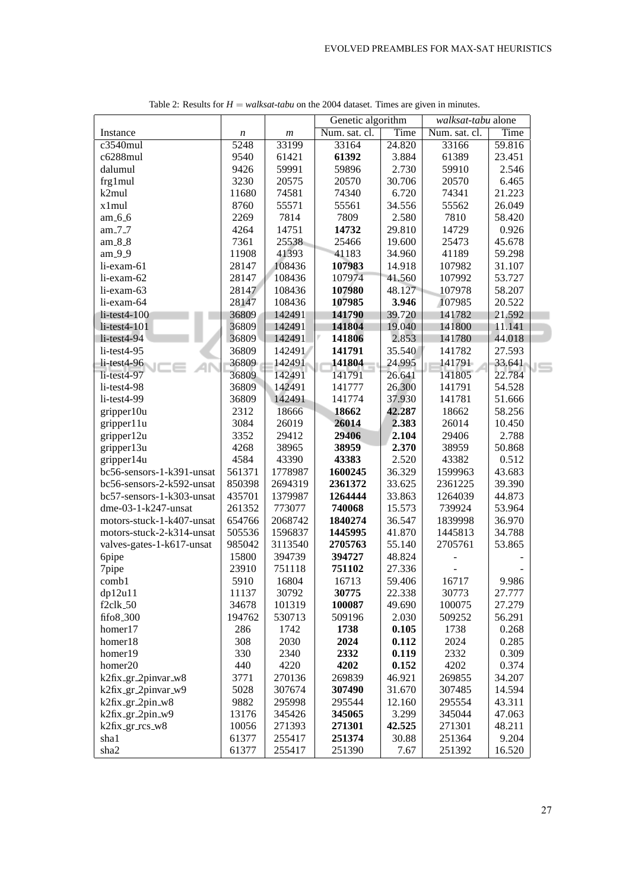Table 2: Results for $H =$ *walksat-tabu* on the 2004 dataset. Times are given in minutes.

| | | | Genetic algorithm | | *walksat-tabu* alone | |
|---|---|---|---|---|---|---|
| Instance | $n$ | $m$ | Num. sat. cl. | Time | Num. sat. cl. | Time |
| c3540mul | 5248 | 33199 | 33164 | 24.820 | 33166 | 59.816 |
| c6288mul | 9540 | 61421 | **61392** | 3.884 | 61389 | 23.451 |
| dalumul | 9426 | 59991 | 59896 | 2.730 | 59910 | 2.546 |
| frg1mul | 3230 | 20575 | 20570 | 30.706 | 20570 | 6.465 |
| k2mul | 11680 | 74581 | 74340 | 6.720 | 74341 | 21.223 |
| x1mul | 8760 | 55571 | 55561 | 34.556 | 55562 | 26.049 |
| am_6_6 | 2269 | 7814 | 7809 | 2.580 | 7810 | 58.420 |
| am_7_7 | 4264 | 14751 | **14732** | 29.810 | 14729 | 0.926 |
| am_8_8 | 7361 | 25538 | 25466 | 19.600 | 25473 | 45.678 |
| am_9_9 | 11908 | 41393 | 41183 | 34.960 | 41189 | 59.298 |
| li-exam-61 | 28147 | 108436 | **107983** | 14.918 | 107982 | 31.107 |
| li-exam-62 | 28147 | 108436 | 107974 | 41.560 | 107992 | 53.727 |
| li-exam-63 | 28147 | 108436 | **107980** | 48.127 | 107978 | 58.207 |
| li-exam-64 | 28147 | 108436 | **107985** | **3.946** | 107985 | 20.522 |
| li-test4-100 | 36809 | 142491 | **141790** | 39.720 | 141782 | 21.592 |
| li-test4-101 | 36809 | 142491 | **141804** | 19.040 | 141800 | 11.141 |
| li-test4-94 | 36809 | 142491 | **141806** | 2.853 | 141780 | 44.018 |
| li-test4-95 | 36809 | 142491 | **141791** | 35.540 | 141782 | 27.593 |
| li-test4-96 | 36809 | 142491 | **141804** | 24.995 | 141791 | 33.641 |
| li-test4-97 | 36809 | 142491 | 141791 | 26.641 | 141805 | 22.784 |
| li-test4-98 | 36809 | 142491 | 141777 | 26.300 | 141791 | 54.528 |
| li-test4-99 | 36809 | 142491 | 141774 | 37.930 | 141781 | 51.666 |
| gripper10u | 2312 | 18666 | **18662** | **42.287** | 18662 | 58.256 |
| gripper11u | 3084 | 26019 | **26014** | **2.383** | 26014 | 10.450 |
| gripper12u | 3352 | 29412 | **29406** | **2.104** | 29406 | 2.788 |
| gripper13u | 4268 | 38965 | **38959** | **2.370** | 38959 | 50.868 |
| gripper14u | 4584 | 43390 | **43383** | 2.520 | 43382 | 0.512 |
| bc56-sensors-1-k391-unsat | 561371 | 1778987 | **1600245** | 36.329 | 1599963 | 43.683 |
| bc56-sensors-2-k592-unsat | 850398 | 2694319 | **2361372** | 33.625 | 2361225 | 39.390 |
| bc57-sensors-1-k303-unsat | 435701 | 1379987 | **1264444** | 33.863 | 1264039 | 44.873 |
| dme-03-1-k247-unsat | 261352 | 773077 | **740068** | 15.573 | 739924 | 53.964 |
| motors-stuck-1-k407-unsat | 654766 | 2068742 | **1840274** | 36.547 | 1839998 | 36.970 |
| motors-stuck-2-k314-unsat | 505536 | 1596837 | **1445995** | 41.870 | 1445813 | 34.788 |
| valves-gates-1-k617-unsat | 985042 | 3113540 | **2705763** | 55.140 | 2705761 | 53.865 |
| 6pipe | 15800 | 394739 | **394727** | 48.824 | - | - |
| 7pipe | 23910 | 751118 | **751102** | 27.336 | - | - |
| comb1 | 5910 | 16804 | 16713 | 59.406 | 16717 | 9.986 |
| dp12u11 | 11137 | 30792 | **30775** | 22.338 | 30773 | 27.777 |
| f2clk_50 | 34678 | 101319 | **100087** | 49.690 | 100075 | 27.279 |
| fifo8_300 | 194762 | 530713 | 509196 | 2.030 | 509252 | 56.291 |
| homer17 | 286 | 1742 | **1738** | **0.105** | 1738 | 0.268 |
| homer18 | 308 | 2030 | **2024** | **0.112** | 2024 | 0.285 |
| homer19 | 330 | 2340 | **2332** | **0.119** | 2332 | 0.309 |
| homer20 | 440 | 4220 | **4202** | **0.152** | 4202 | 0.374 |
| k2fix_gr_2pinvar_w8 | 3771 | 270136 | 269839 | 46.921 | 269855 | 34.207 |
| k2fix_gr_2pinvar_w9 | 5028 | 307674 | **307490** | 31.670 | 307485 | 14.594 |
| k2fix_gr_2pin_w8 | 9882 | 295998 | 295544 | 12.160 | 295554 | 43.311 |
| k2fix_gr_2pin_w9 | 13176 | 345426 | **345065** | 3.299 | 345044 | 47.063 |
| k2fix_gr_rcs_w8 | 10056 | 271393 | **271301** | **42.525** | 271301 | 48.211 |
| sha1 | 61377 | 255417 | **251374** | 30.88 | 251364 | 9.204 |
| sha2 | 61377 | 255417 | 251390 | 7.67 | 251392 | 16.520 |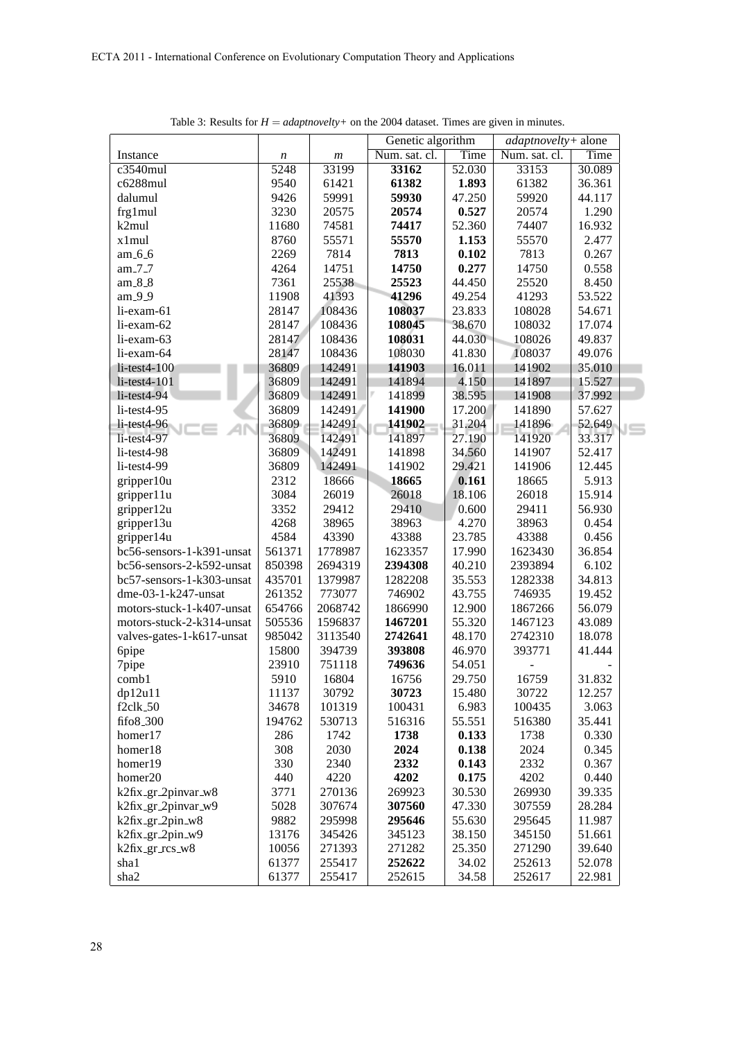Table 3: Results for $H = adaptnovelty+$ on the 2004 dataset. Times are given in minutes.

| | | | Genetic algorithm | | *adaptnovelty+* alone | |
|---|---|---|---|---|---|---|
| Instance | $n$ | $m$ | Num. sat. cl. | Time | Num. sat. cl. | Time |
| c3540mul | 5248 | 33199 | **33162** | 52.030 | 33153 | 30.089 |
| c6288mul | 9540 | 61421 | **61382** | **1.893** | 61382 | 36.361 |
| dalumul | 9426 | 59991 | **59930** | 47.250 | 59920 | 44.117 |
| frg1mul | 3230 | 20575 | **20574** | **0.527** | 20574 | 1.290 |
| k2mul | 11680 | 74581 | **74417** | 52.360 | 74407 | 16.932 |
| x1mul | 8760 | 55571 | **55570** | **1.153** | 55570 | 2.477 |
| am_6_6 | 2269 | 7814 | **7813** | **0.102** | 7813 | 0.267 |
| am_7_7 | 4264 | 14751 | **14750** | **0.277** | 14750 | 0.558 |
| am_8_8 | 7361 | 25538 | **25523** | 44.450 | 25520 | 8.450 |
| am_9_9 | 11908 | 41393 | **41296** | 49.254 | 41293 | 53.522 |
| li-exam-61 | 28147 | 108436 | **108037** | 23.833 | 108028 | 54.671 |
| li-exam-62 | 28147 | 108436 | **108045** | 38.670 | 108032 | 17.074 |
| li-exam-63 | 28147 | 108436 | **108031** | 44.030 | 108026 | 49.837 |
| li-exam-64 | 28147 | 108436 | 108030 | 41.830 | 108037 | 49.076 |
| li-test4-100 | 36809 | 142491 | **141903** | 16.011 | 141902 | 35.010 |
| li-test4-101 | 36809 | 142491 | 141894 | 4.150 | 141897 | 15.527 |
| li-test4-94 | 36809 | 142491 | 141899 | 38.595 | 141908 | 37.992 |
| li-test4-95 | 36809 | 142491 | **141900** | 17.200 | 141890 | 57.627 |
| li-test4-96 | 36809 | 142491 | **141902** | 31.204 | 141896 | 52.649 |
| li-test4-97 | 36809 | 142491 | 141897 | 27.190 | 141920 | 33.317 |
| li-test4-98 | 36809 | 142491 | 141898 | 34.560 | 141907 | 52.417 |
| li-test4-99 | 36809 | 142491 | 141902 | 29.421 | 141906 | 12.445 |
| gripper10u | 2312 | 18666 | **18665** | **0.161** | 18665 | 5.913 |
| gripper11u | 3084 | 26019 | 26018 | 18.106 | 26018 | 15.914 |
| gripper12u | 3352 | 29412 | 29410 | 0.600 | 29411 | 56.930 |
| gripper13u | 4268 | 38965 | 38963 | 4.270 | 38963 | 0.454 |
| gripper14u | 4584 | 43390 | 43388 | 23.785 | 43388 | 0.456 |
| bc56-sensors-1-k391-unsat | 561371 | 1778987 | 1623357 | 17.990 | 1623430 | 36.854 |
| bc56-sensors-2-k592-unsat | 850398 | 2694319 | **2394308** | 40.210 | 2393894 | 6.102 |
| bc57-sensors-1-k303-unsat | 435701 | 1379987 | 1282208 | 35.553 | 1282338 | 34.813 |
| dme-03-1-k247-unsat | 261352 | 773077 | 746902 | 43.755 | 746935 | 19.452 |
| motors-stuck-1-k407-unsat | 654766 | 2068742 | 1866990 | 12.900 | 1867266 | 56.079 |
| motors-stuck-2-k314-unsat | 505536 | 1596837 | **1467201** | 55.320 | 1467123 | 43.089 |
| valves-gates-1-k617-unsat | 985042 | 3113540 | **2742641** | 48.170 | 2742310 | 18.078 |
| 6pipe | 15800 | 394739 | **393808** | 46.970 | 393771 | 41.444 |
| 7pipe | 23910 | 751118 | **749636** | 54.051 | - | - |
| comb1 | 5910 | 16804 | 16756 | 29.750 | 16759 | 31.832 |
| dp12u11 | 11137 | 30792 | **30723** | 15.480 | 30722 | 12.257 |
| f2clk_50 | 34678 | 101319 | 100431 | 6.983 | 100435 | 3.063 |
| fifo8_300 | 194762 | 530713 | 516316 | 55.551 | 516380 | 35.441 |
| homer17 | 286 | 1742 | **1738** | **0.133** | 1738 | 0.330 |
| homer18 | 308 | 2030 | **2024** | **0.138** | 2024 | 0.345 |
| homer19 | 330 | 2340 | **2332** | **0.143** | 2332 | 0.367 |
| homer20 | 440 | 4220 | **4202** | **0.175** | 4202 | 0.440 |
| k2fix_gr_2pinvar_w8 | 3771 | 270136 | 269923 | 30.530 | 269930 | 39.335 |
| k2fix_gr_2pinvar_w9 | 5028 | 307674 | **307560** | 47.330 | 307559 | 28.284 |
| k2fix_gr_2pin_w8 | 9882 | 295998 | **295646** | 55.630 | 295645 | 11.987 |
| k2fix_gr_2pin_w9 | 13176 | 345426 | 345123 | 38.150 | 345150 | 51.661 |
| k2fix_gr_rcs_w8 | 10056 | 271393 | 271282 | 25.350 | 271290 | 39.640 |
| sha1 | 61377 | 255417 | **252622** | 34.02 | 252613 | 52.078 |
| sha2 | 61377 | 255417 | 252615 | 34.58 | 252617 | 22.981 |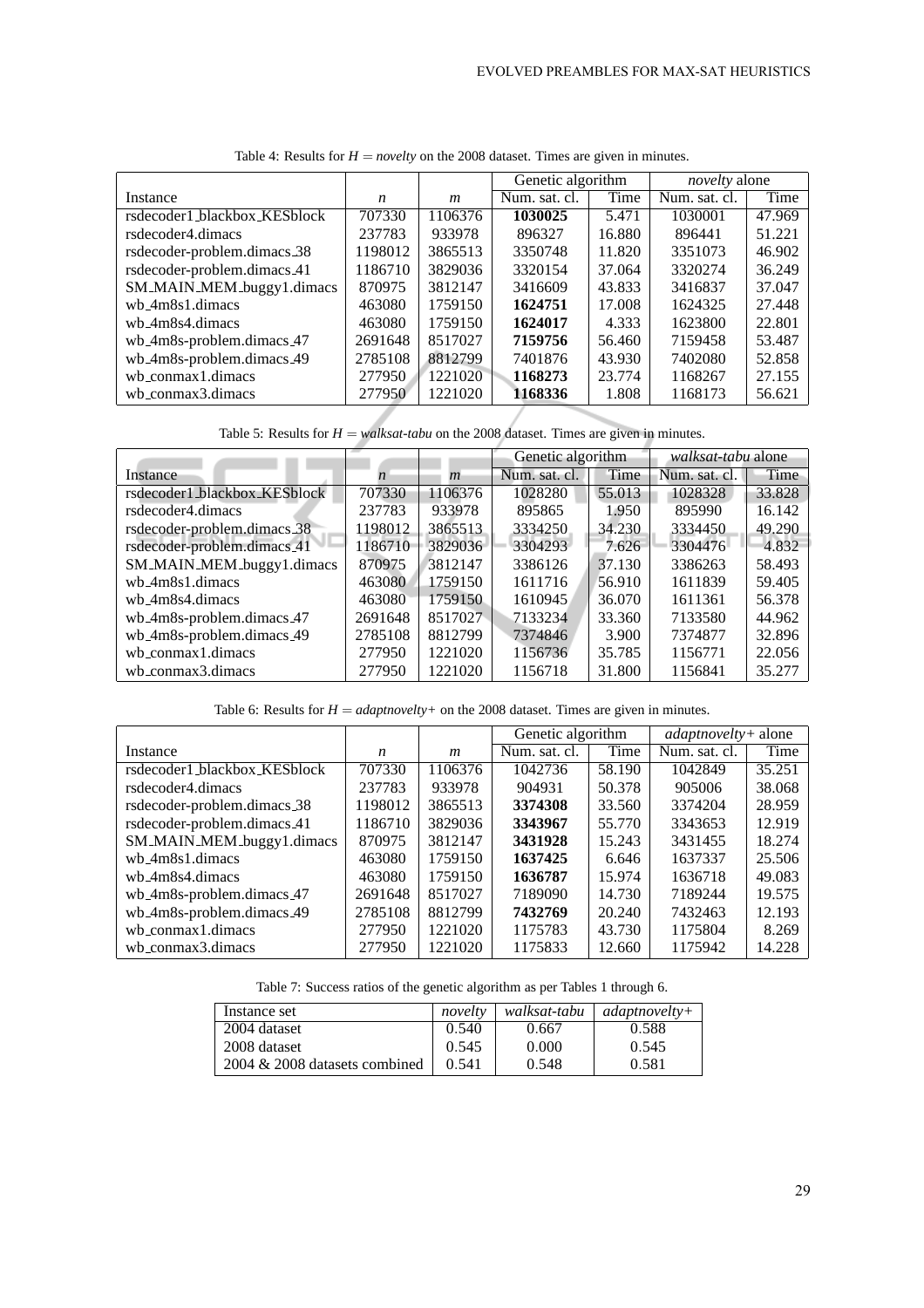Table 4: Results for $H = \textit{novelty}$ on the 2008 dataset. Times are given in minutes.

| | | | Genetic algorithm | | *novelty* alone | |
|---|---|---|---|---|---|---|
| Instance | $n$ | $m$ | Num. sat. cl. | Time | Num. sat. cl. | Time |
| rsdecoder1_blackbox_KESblock | 707330 | 1106376 | **1030025** | 5.471 | 1030001 | 47.969 |
| rsdecoder4.dimacs | 237783 | 933978 | 896327 | 16.880 | 896441 | 51.221 |
| rsdecoder-problem.dimacs_38 | 1198012 | 3865513 | 3350748 | 11.820 | 3351073 | 46.902 |
| rsdecoder-problem.dimacs_41 | 1186710 | 3829036 | 3320154 | 37.064 | 3320274 | 36.249 |
| SM_MAIN_MEM_buggy1.dimacs | 870975 | 3812147 | 3416609 | 43.833 | 3416837 | 37.047 |
| wb_4m8s1.dimacs | 463080 | 1759150 | **1624751** | 17.008 | 1624325 | 27.448 |
| wb_4m8s4.dimacs | 463080 | 1759150 | **1624017** | 4.333 | 1623800 | 22.801 |
| wb_4m8s-problem.dimacs_47 | 2691648 | 8517027 | **7159756** | 56.460 | 7159458 | 53.487 |
| wb_4m8s-problem.dimacs_49 | 2785108 | 8812799 | 7401876 | 43.930 | 7402080 | 52.858 |
| wb_conmax1.dimacs | 277950 | 1221020 | **1168273** | 23.774 | 1168267 | 27.155 |
| wb_conmax3.dimacs | 277950 | 1221020 | **1168336** | 1.808 | 1168173 | 56.621 |

Table 5: Results for $H = \textit{walksat-tabu}$ on the 2008 dataset. Times are given in minutes.

| | | | Genetic algorithm | | *walksat-tabu* alone | |
|---|---|---|---|---|---|---|
| Instance | $n$ | $m$ | Num. sat. cl. | Time | Num. sat. cl. | Time |
| rsdecoder1_blackbox_KESblock | 707330 | 1106376 | 1028280 | 55.013 | 1028328 | 33.828 |
| rsdecoder4.dimacs | 237783 | 933978 | 895865 | 1.950 | 895990 | 16.142 |
| rsdecoder-problem.dimacs_38 | 1198012 | 3865513 | 3334250 | 34.230 | 3334450 | 49.290 |
| rsdecoder-problem.dimacs_41 | 1186710 | 3829036 | 3304293 | 7.626 | 3304476 | 4.832 |
| SM_MAIN_MEM_buggy1.dimacs | 870975 | 3812147 | 3386126 | 37.130 | 3386263 | 58.493 |
| wb_4m8s1.dimacs | 463080 | 1759150 | 1611716 | 56.910 | 1611839 | 59.405 |
| wb_4m8s4.dimacs | 463080 | 1759150 | 1610945 | 36.070 | 1611361 | 56.378 |
| wb_4m8s-problem.dimacs_47 | 2691648 | 8517027 | 7133234 | 33.360 | 7133580 | 44.962 |
| wb_4m8s-problem.dimacs_49 | 2785108 | 8812799 | 7374846 | 3.900 | 7374877 | 32.896 |
| wb_conmax1.dimacs | 277950 | 1221020 | 1156736 | 35.785 | 1156771 | 22.056 |
| wb_conmax3.dimacs | 277950 | 1221020 | 1156718 | 31.800 | 1156841 | 35.277 |

Table 6: Results for $H = \textit{adaptnovelty+}$ on the 2008 dataset. Times are given in minutes.

| | | | Genetic algorithm | | *adaptnovelty+* alone | |
|---|---|---|---|---|---|---|
| Instance | $n$ | $m$ | Num. sat. cl. | Time | Num. sat. cl. | Time |
| rsdecoder1_blackbox_KESblock | 707330 | 1106376 | 1042736 | 58.190 | 1042849 | 35.251 |
| rsdecoder4.dimacs | 237783 | 933978 | 904931 | 50.378 | 905006 | 38.068 |
| rsdecoder-problem.dimacs_38 | 1198012 | 3865513 | **3374308** | 33.560 | 3374204 | 28.959 |
| rsdecoder-problem.dimacs_41 | 1186710 | 3829036 | **3343967** | 55.770 | 3343653 | 12.919 |
| SM_MAIN_MEM_buggy1.dimacs | 870975 | 3812147 | **3431928** | 15.243 | 3431455 | 18.274 |
| wb_4m8s1.dimacs | 463080 | 1759150 | **1637425** | 6.646 | 1637337 | 25.506 |
| wb_4m8s4.dimacs | 463080 | 1759150 | **1636787** | 15.974 | 1636718 | 49.083 |
| wb_4m8s-problem.dimacs_47 | 2691648 | 8517027 | 7189090 | 14.730 | 7189244 | 19.575 |
| wb_4m8s-problem.dimacs_49 | 2785108 | 8812799 | **7432769** | 20.240 | 7432463 | 12.193 |
| wb_conmax1.dimacs | 277950 | 1221020 | 1175783 | 43.730 | 1175804 | 8.269 |
| wb_conmax3.dimacs | 277950 | 1221020 | 1175833 | 12.660 | 1175942 | 14.228 |

Table 7: Success ratios of the genetic algorithm as per Tables 1 through 6.

| Instance set | *novelty* | *walksat-tabu* | *adaptnovelty+* |
|---|---|---|---|
| 2004 dataset | 0.540 | 0.667 | 0.588 |
| 2008 dataset | 0.545 | 0.000 | 0.545 |
| 2004 & 2008 datasets combined | 0.541 | 0.548 | 0.581 |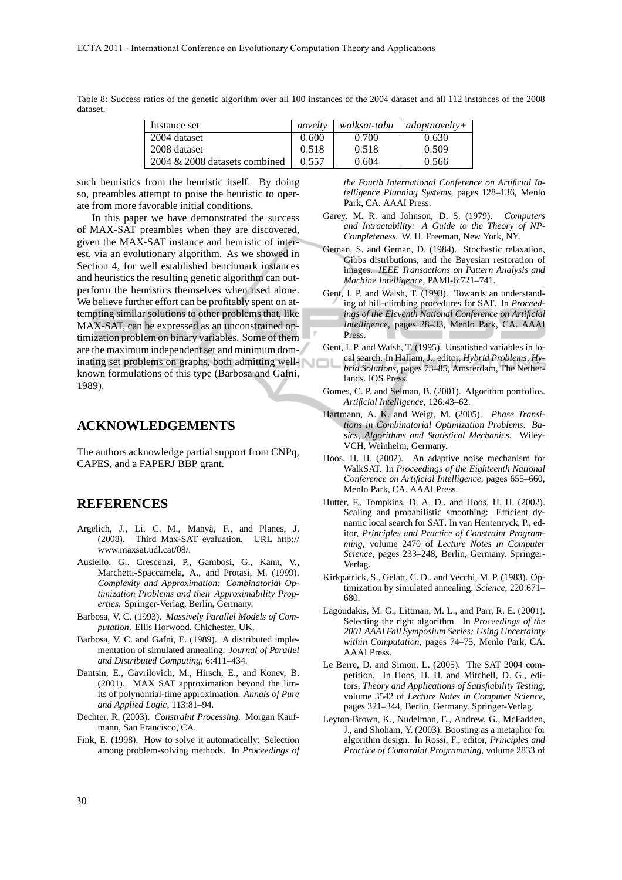Table 8: Success ratios of the genetic algorithm over all 100 instances of the 2004 dataset and all 112 instances of the 2008 dataset.

| Instance set | *novelty* | *walksat-tabu* | *adaptnovelty+* |
|---|---|---|---|
| 2004 dataset | 0.600 | 0.700 | 0.630 |
| 2008 dataset | 0.518 | 0.518 | 0.509 |
| 2004 & 2008 datasets combined | 0.557 | 0.604 | 0.566 |

such heuristics from the heuristic itself. By doing so, preambles attempt to poise the heuristic to operate from more favorable initial conditions.

In this paper we have demonstrated the success of MAX-SAT preambles when they are discovered, given the MAX-SAT instance and heuristic of interest, via an evolutionary algorithm. As we showed in Section 4, for well established benchmark instances and heuristics the resulting genetic algorithm can outperform the heuristics themselves when used alone. We believe further effort can be profitably spent on attempting similar solutions to other problems that, like MAX-SAT, can be expressed as an unconstrained optimization problem on binary variables. Some of them are the maximum independent set and minimum dominating set problems on graphs, both admitting well-known formulations of this type (Barbosa and Gafni, 1989).

## ACKNOWLEDGEMENTS

The authors acknowledge partial support from CNPq, CAPES, and a FAPERJ BBP grant.

## REFERENCES

Argelich, J., Li, C. M., Manyà, F., and Planes, J. (2008). Third Max-SAT evaluation. URL http://www.maxsat.udl.cat/08/.

Ausiello, G., Crescenzi, P., Gambosi, G., Kann, V., Marchetti-Spaccamela, A., and Protasi, M. (1999). *Complexity and Approximation: Combinatorial Optimization Problems and their Approximability Properties*. Springer-Verlag, Berlin, Germany.

Barbosa, V. C. (1993). *Massively Parallel Models of Computation*. Ellis Horwood, Chichester, UK.

Barbosa, V. C. and Gafni, E. (1989). A distributed implementation of simulated annealing. *Journal of Parallel and Distributed Computing*, 6:411–434.

Dantsin, E., Gavrilovich, M., Hirsch, E., and Konev, B. (2001). MAX SAT approximation beyond the limits of polynomial-time approximation. *Annals of Pure and Applied Logic*, 113:81–94.

Dechter, R. (2003). *Constraint Processing*. Morgan Kaufmann, San Francisco, CA.

Fink, E. (1998). How to solve it automatically: Selection among problem-solving methods. In *Proceedings of the Fourth International Conference on Artificial Intelligence Planning Systems*, pages 128–136, Menlo Park, CA. AAAI Press.

Garey, M. R. and Johnson, D. S. (1979). *Computers and Intractability: A Guide to the Theory of NP-Completeness*. W. H. Freeman, New York, NY.

Geman, S. and Geman, D. (1984). Stochastic relaxation, Gibbs distributions, and the Bayesian restoration of images. *IEEE Transactions on Pattern Analysis and Machine Intelligence*, PAMI-6:721–741.

Gent, I. P. and Walsh, T. (1993). Towards an understanding of hill-climbing procedures for SAT. In *Proceedings of the Eleventh National Conference on Artificial Intelligence*, pages 28–33, Menlo Park, CA. AAAI Press.

Gent, I. P. and Walsh, T. (1995). Unsatisfied variables in local search. In Hallam, J., editor, *Hybrid Problems, Hybrid Solutions*, pages 73–85, Amsterdam, The Netherlands. IOS Press.

Gomes, C. P. and Selman, B. (2001). Algorithm portfolios. *Artificial Intelligence*, 126:43–62.

Hartmann, A. K. and Weigt, M. (2005). *Phase Transitions in Combinatorial Optimization Problems: Basics, Algorithms and Statistical Mechanics*. Wiley-VCH, Weinheim, Germany.

Hoos, H. H. (2002). An adaptive noise mechanism for WalkSAT. In *Proceedings of the Eighteenth National Conference on Artificial Intelligence*, pages 655–660, Menlo Park, CA. AAAI Press.

Hutter, F., Tompkins, D. A. D., and Hoos, H. H. (2002). Scaling and probabilistic smoothing: Efficient dynamic local search for SAT. In van Hentenryck, P., editor, *Principles and Practice of Constraint Programming*, volume 2470 of *Lecture Notes in Computer Science*, pages 233–248, Berlin, Germany. Springer-Verlag.

Kirkpatrick, S., Gelatt, C. D., and Vecchi, M. P. (1983). Optimization by simulated annealing. *Science*, 220:671–680.

Lagoudakis, M. G., Littman, M. L., and Parr, R. E. (2001). Selecting the right algorithm. In *Proceedings of the 2001 AAAI Fall Symposium Series: Using Uncertainty within Computation*, pages 74–75, Menlo Park, CA. AAAI Press.

Le Berre, D. and Simon, L. (2005). The SAT 2004 competition. In Hoos, H. H. and Mitchell, D. G., editors, *Theory and Applications of Satisfiability Testing*, volume 3542 of *Lecture Notes in Computer Science*, pages 321–344, Berlin, Germany. Springer-Verlag.

Leyton-Brown, K., Nudelman, E., Andrew, G., McFadden, J., and Shoham, Y. (2003). Boosting as a metaphor for algorithm design. In Rossi, F., editor, *Principles and Practice of Constraint Programming*, volume 2833 of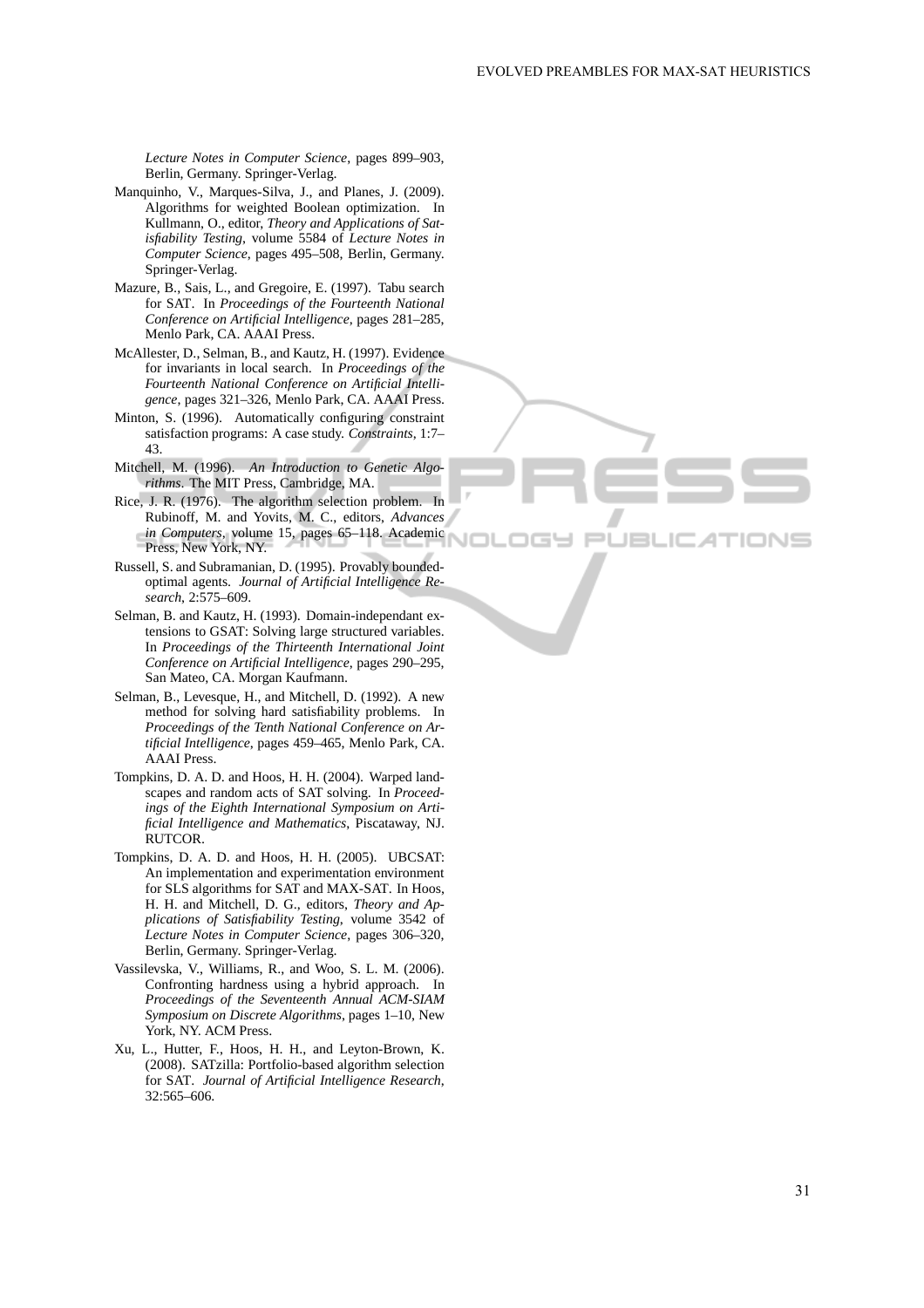*Lecture Notes in Computer Science*, pages 899–903, Berlin, Germany. Springer-Verlag.

Manquinho, V., Marques-Silva, J., and Planes, J. (2009). Algorithms for weighted Boolean optimization. In Kullmann, O., editor, *Theory and Applications of Satisfiability Testing*, volume 5584 of *Lecture Notes in Computer Science*, pages 495–508, Berlin, Germany. Springer-Verlag.

Mazure, B., Sais, L., and Gregoire, E. (1997). Tabu search for SAT. In *Proceedings of the Fourteenth National Conference on Artificial Intelligence*, pages 281–285, Menlo Park, CA. AAAI Press.

McAllester, D., Selman, B., and Kautz, H. (1997). Evidence for invariants in local search. In *Proceedings of the Fourteenth National Conference on Artificial Intelligence*, pages 321–326, Menlo Park, CA. AAAI Press.

Minton, S. (1996). Automatically configuring constraint satisfaction programs: A case study. *Constraints*, 1:7–43.

Mitchell, M. (1996). *An Introduction to Genetic Algorithms*. The MIT Press, Cambridge, MA.

Rice, J. R. (1976). The algorithm selection problem. In Rubinoff, M. and Yovits, M. C., editors, *Advances in Computers*, volume 15, pages 65–118. Academic Press, New York, NY.

Russell, S. and Subramanian, D. (1995). Provably bounded-optimal agents. *Journal of Artificial Intelligence Research*, 2:575–609.

Selman, B. and Kautz, H. (1993). Domain-independant extensions to GSAT: Solving large structured variables. In *Proceedings of the Thirteenth International Joint Conference on Artificial Intelligence*, pages 290–295, San Mateo, CA. Morgan Kaufmann.

Selman, B., Levesque, H., and Mitchell, D. (1992). A new method for solving hard satisfiability problems. In *Proceedings of the Tenth National Conference on Artificial Intelligence*, pages 459–465, Menlo Park, CA. AAAI Press.

Tompkins, D. A. D. and Hoos, H. H. (2004). Warped landscapes and random acts of SAT solving. In *Proceedings of the Eighth International Symposium on Artificial Intelligence and Mathematics*, Piscataway, NJ. RUTCOR.

Tompkins, D. A. D. and Hoos, H. H. (2005). UBCSAT: An implementation and experimentation environment for SLS algorithms for SAT and MAX-SAT. In Hoos, H. H. and Mitchell, D. G., editors, *Theory and Applications of Satisfiability Testing*, volume 3542 of *Lecture Notes in Computer Science*, pages 306–320, Berlin, Germany. Springer-Verlag.

Vassilevska, V., Williams, R., and Woo, S. L. M. (2006). Confronting hardness using a hybrid approach. In *Proceedings of the Seventeenth Annual ACM-SIAM Symposium on Discrete Algorithms*, pages 1–10, New York, NY. ACM Press.

Xu, L., Hutter, F., Hoos, H. H., and Leyton-Brown, K. (2008). SATzilla: Portfolio-based algorithm selection for SAT. *Journal of Artificial Intelligence Research*, 32:565–606.